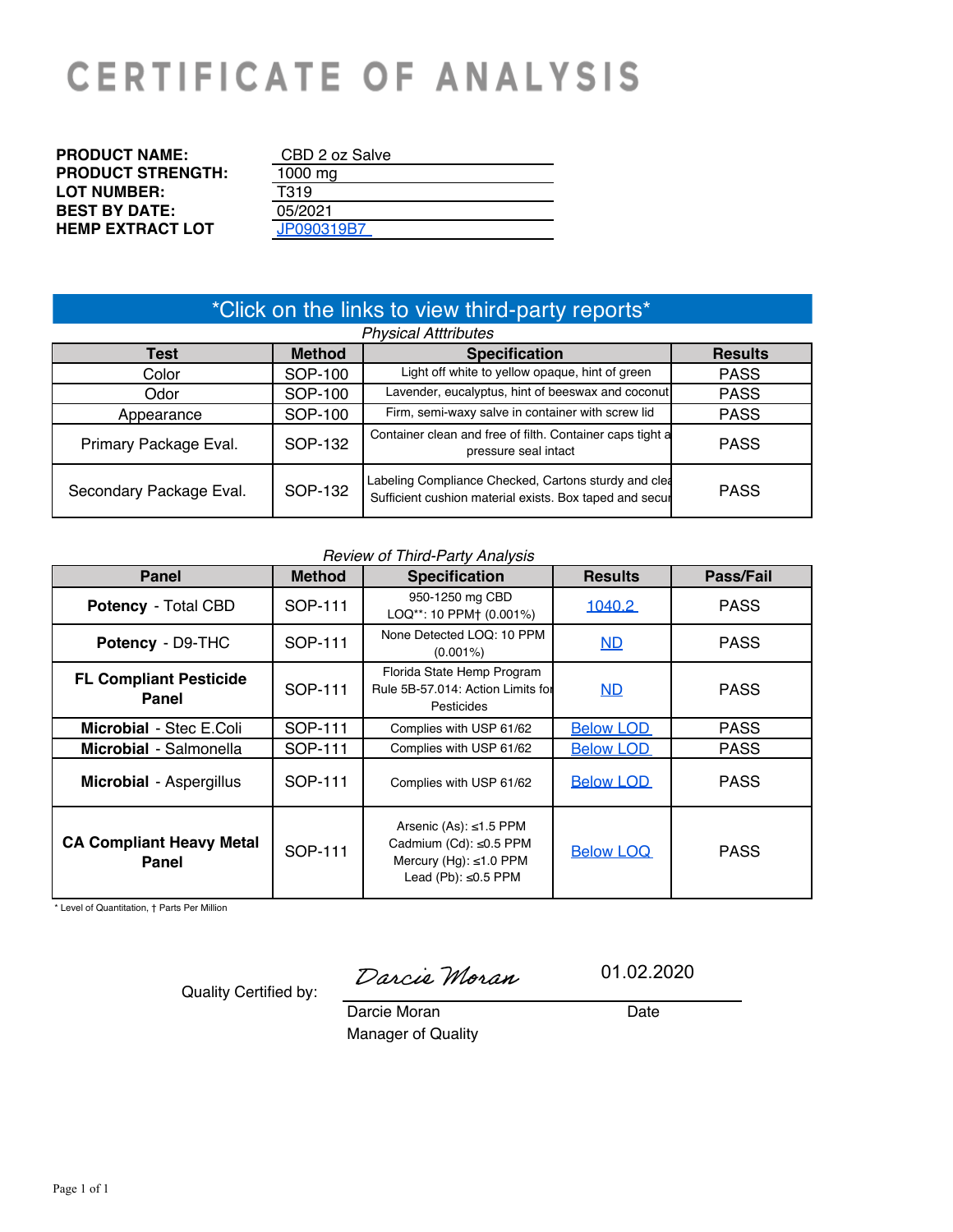# CERTIFICATE OF ANALYSIS

| | |
|---|---|
| **PRODUCT NAME:** | CBD 2 oz Salve |
| **PRODUCT STRENGTH:** | 1000 mg |
| **LOT NUMBER:** | T319 |
| **BEST BY DATE:** | 05/2021 |
| **HEMP EXTRACT LOT** | JP090319B7 |

*Click on the links to view third-party reports*

*Physical Atttributes*

| Test | Method | Specification | Results |
|---|---|---|---|
| Color | SOP-100 | Light off white to yellow opaque, hint of green | PASS |
| Odor | SOP-100 | Lavender, eucalyptus, hint of beeswax and coconut | PASS |
| Appearance | SOP-100 | Firm, semi-waxy salve in container with screw lid | PASS |
| Primary Package Eval. | SOP-132 | Container clean and free of filth. Container caps tight a pressure seal intact | PASS |
| Secondary Package Eval. | SOP-132 | Labeling Compliance Checked, Cartons sturdy and clea Sufficient cushion material exists. Box taped and secu | PASS |

*Review of Third-Party Analysis*

| Panel | Method | Specification | Results | Pass/Fail |
|---|---|---|---|---|
| **Potency** - Total CBD | SOP-111 | 950-1250 mg CBD LOQ**: 10 PPM† (0.001%) | 1040.2 | PASS |
| **Potency** - D9-THC | SOP-111 | None Detected LOQ: 10 PPM (0.001%) | ND | PASS |
| **FL Compliant Pesticide Panel** | SOP-111 | Florida State Hemp Program Rule 5B-57.014: Action Limits for Pesticides | ND | PASS |
| **Microbial** - Stec E.Coli | SOP-111 | Complies with USP 61/62 | Below LOD | PASS |
| **Microbial** - Salmonella | SOP-111 | Complies with USP 61/62 | Below LOD | PASS |
| **Microbial** - Aspergillus | SOP-111 | Complies with USP 61/62 | Below LOD | PASS |
| **CA Compliant Heavy Metal Panel** | SOP-111 | Arsenic (As): ≤1.5 PPM<br>Cadmium (Cd): ≤0.5 PPM<br>Mercury (Hg): ≤1.0 PPM<br>Lead (Pb): ≤0.5 PPM | Below LOQ | PASS |

* Level of Quantitation, † Parts Per Million

Quality Certified by: Darcie Moran — 01.02.2020

Darcie Moran, Manager of Quality — Date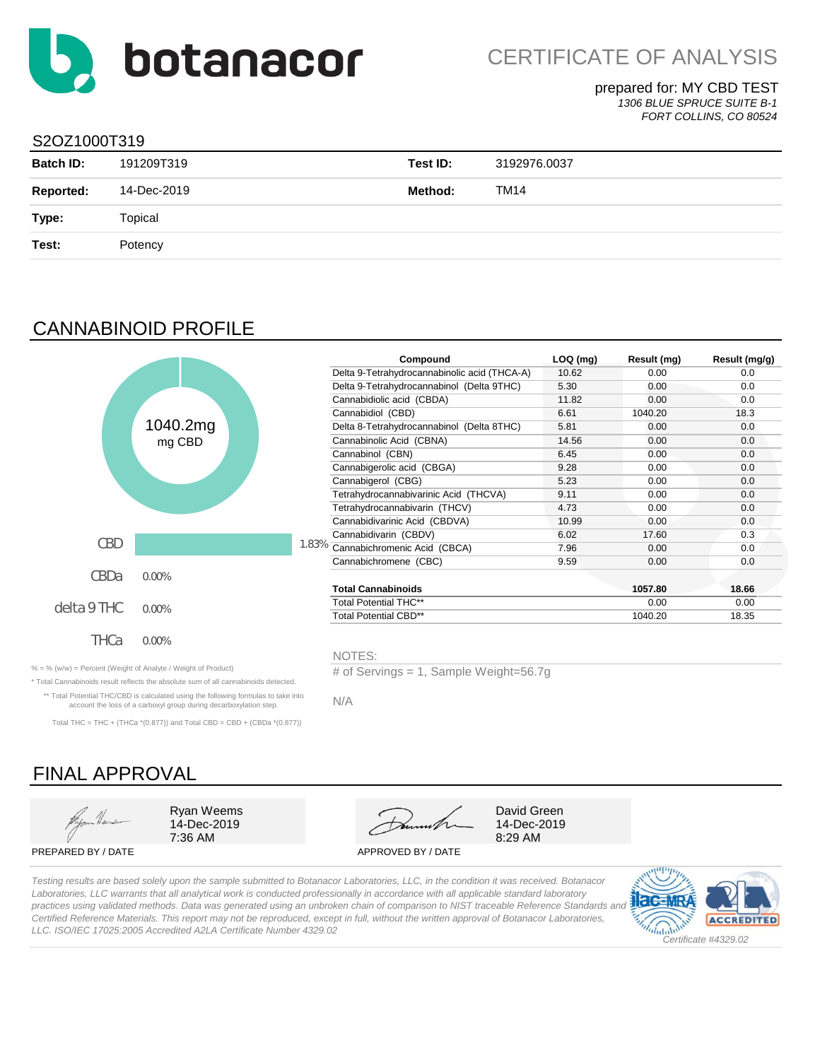# botanacor

## CERTIFICATE OF ANALYSIS

prepared for: MY CBD TEST
*1306 BLUE SPRUCE SUITE B-1*
*FORT COLLINS, CO 80524*

### S2OZ1000T319

| | | | |
|---|---|---|---|
| **Batch ID:** | 191209T319 | **Test ID:** | 3192976.0037 |
| **Reported:** | 14-Dec-2019 | **Method:** | TM14 |
| **Type:** | Topical | | |
| **Test:** | Potency | | |

## CANNABINOID PROFILE

1040.2mg
mg CBD

| | |
|---|---|
| CBD | 1.83% |
| CBDa | 0.00% |
| delta 9 THC | 0.00% |
| THCa | 0.00% |

| Compound | LOQ (mg) | Result (mg) | Result (mg/g) |
|---|---|---|---|
| Delta 9-Tetrahydrocannabinolic acid (THCA-A) | 10.62 | 0.00 | 0.0 |
| Delta 9-Tetrahydrocannabinol (Delta 9THC) | 5.30 | 0.00 | 0.0 |
| Cannabidiolic acid (CBDA) | 11.82 | 0.00 | 0.0 |
| Cannabidiol (CBD) | 6.61 | 1040.20 | 18.3 |
| Delta 8-Tetrahydrocannabinol (Delta 8THC) | 5.81 | 0.00 | 0.0 |
| Cannabinolic Acid (CBNA) | 14.56 | 0.00 | 0.0 |
| Cannabinol (CBN) | 6.45 | 0.00 | 0.0 |
| Cannabigerolic acid (CBGA) | 9.28 | 0.00 | 0.0 |
| Cannabigerol (CBG) | 5.23 | 0.00 | 0.0 |
| Tetrahydrocannabivarinic Acid (THCVA) | 9.11 | 0.00 | 0.0 |
| Tetrahydrocannabivarin (THCV) | 4.73 | 0.00 | 0.0 |
| Cannabidivarinic Acid (CBDVA) | 10.99 | 0.00 | 0.0 |
| Cannabidivarin (CBDV) | 6.02 | 17.60 | 0.3 |
| Cannabichromenic Acid (CBCA) | 7.96 | 0.00 | 0.0 |
| Cannabichromene (CBC) | 9.59 | 0.00 | 0.0 |
| **Total Cannabinoids** | | **1057.80** | **18.66** |
| Total Potential THC** | | 0.00 | 0.00 |
| Total Potential CBD** | | 1040.20 | 18.35 |

% = % (w/w) = Percent (Weight of Analyte / Weight of Product)

* Total Cannabinoids result reflects the absolute sum of all cannabinoids detected.

** Total Potential THC/CBD is calculated using the following formulas to take into account the loss of a carboxyl group during decarboxylation step.

Total THC = THC + (THCa *(0.877)) and Total CBD = CBD + (CBDa *(0.877))

NOTES:

# of Servings = 1, Sample Weight=56.7g

N/A

## FINAL APPROVAL

| | |
|---|---|
| Ryan Weems<br>14-Dec-2019<br>7:36 AM | David Green<br>14-Dec-2019<br>8:29 AM |
| PREPARED BY / DATE | APPROVED BY / DATE |

*Testing results are based solely upon the sample submitted to Botanacor Laboratories, LLC, in the condition it was received. Botanacor Laboratories, LLC warrants that all analytical work is conducted professionally in accordance with all applicable standard laboratory practices using validated methods. Data was generated using an unbroken chain of comparison to NIST traceable Reference Standards and Certified Reference Materials. This report may not be reproduced, except in full, without the written approval of Botanacor Laboratories, LLC. ISO/IEC 17025:2005 Accredited A2LA Certificate Number 4329.02*

ilac-MRA A2LA ACCREDITED
*Certificate #4329.02*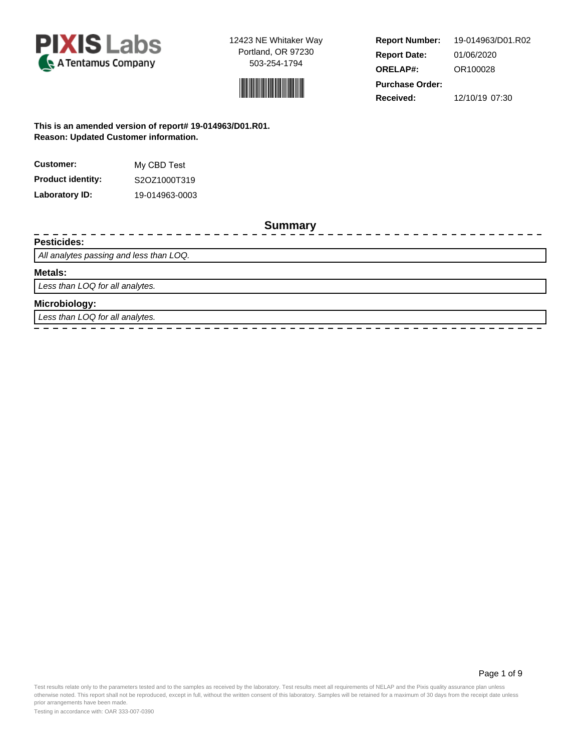**PIXIS Labs**
A Tentamus Company

12423 NE Whitaker Way
Portland, OR 97230
503-254-1794

| | |
|---|---|
| **Report Number:** | 19-014963/D01.R02 |
| **Report Date:** | 01/06/2020 |
| **ORELAP#:** | OR100028 |
| **Purchase Order:** | |
| **Received:** | 12/10/19 07:30 |

**This is an amended version of report# 19-014963/D01.R01.**
**Reason: Updated Customer information.**

| | |
|---|---|
| **Customer:** | My CBD Test |
| **Product identity:** | S2OZ1000T319 |
| **Laboratory ID:** | 19-014963-0003 |

## Summary

### Pesticides:

*All analytes passing and less than LOQ.*

### Metals:

*Less than LOQ for all analytes.*

### Microbiology:

*Less than LOQ for all analytes.*

Test results relate only to the parameters tested and to the samples as received by the laboratory. Test results meet all requirements of NELAP and the Pixis quality assurance plan unless otherwise noted. This report shall not be reproduced, except in full, without the written consent of this laboratory. Samples will be retained for a maximum of 30 days from the receipt date unless prior arrangements have been made.

Testing in accordance with: OAR 333-007-0390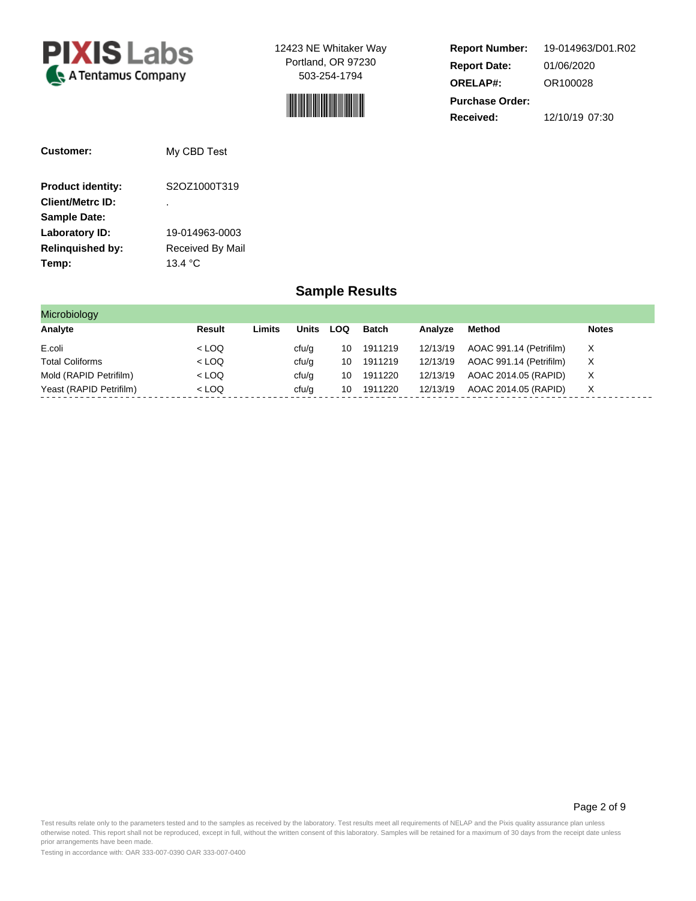**PIXIS Labs** A Tentamus Company

12423 NE Whitaker Way
Portland, OR 97230
503-254-1794

**Report Number:** 19-014963/D01.R02
**Report Date:** 01/06/2020
**ORELAP#:** OR100028
**Purchase Order:**
**Received:** 12/10/19 07:30

**Customer:** My CBD Test

**Product identity:** S2OZ1000T319
**Client/Metrc ID:** .
**Sample Date:**
**Laboratory ID:** 19-014963-0003
**Relinquished by:** Received By Mail
**Temp:** 13.4 °C

## Sample Results

### Microbiology

| Analyte | Result | Limits | Units | LOQ | Batch | Analyze | Method | Notes |
|---|---|---|---|---|---|---|---|---|
| E.coli | < LOQ | | cfu/g | 10 | 1911219 | 12/13/19 | AOAC 991.14 (Petrifilm) | X |
| Total Coliforms | < LOQ | | cfu/g | 10 | 1911219 | 12/13/19 | AOAC 991.14 (Petrifilm) | X |
| Mold (RAPID Petrifilm) | < LOQ | | cfu/g | 10 | 1911220 | 12/13/19 | AOAC 2014.05 (RAPID) | X |
| Yeast (RAPID Petrifilm) | < LOQ | | cfu/g | 10 | 1911220 | 12/13/19 | AOAC 2014.05 (RAPID) | X |

Test results relate only to the parameters tested and to the samples as received by the laboratory. Test results meet all requirements of NELAP and the Pixis quality assurance plan unless otherwise noted. This report shall not be reproduced, except in full, without the written consent of this laboratory. Samples will be retained for a maximum of 30 days from the receipt date unless prior arrangements have been made.

Testing in accordance with: OAR 333-007-0390 OAR 333-007-0400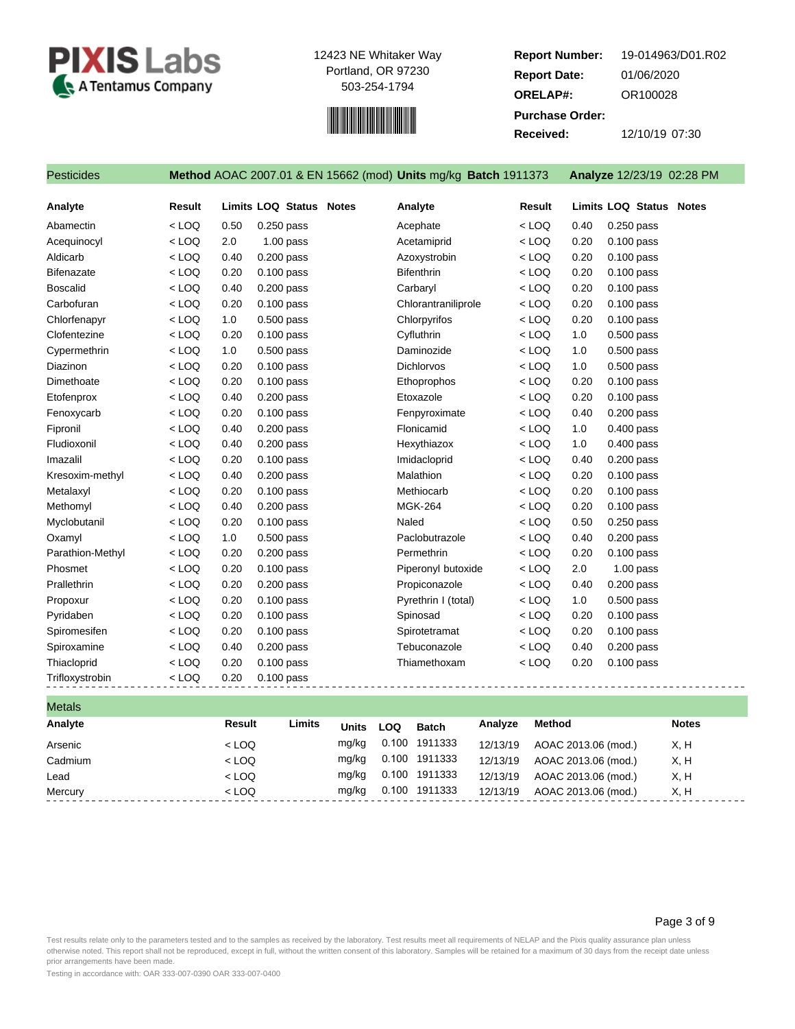**PIXIS Labs**
A Tentamus Company

12423 NE Whitaker Way
Portland, OR 97230
503-254-1794

**Report Number:** 19-014963/D01.R02
**Report Date:** 01/06/2020
**ORELAP#:** OR100028
**Purchase Order:**
**Received:** 12/10/19 07:30

## Pesticides

**Method** AOAC 2007.01 & EN 15662 (mod) **Units** mg/kg **Batch** 1911373 **Analyze** 12/23/19 02:28 PM

| Analyte | Result | Limits | LOQ | Status | Notes | Analyte | Result | Limits | LOQ | Status | Notes |
|---|---|---|---|---|---|---|---|---|---|---|---|
| Abamectin | < LOQ | 0.50 | 0.250 | pass | | Acephate | < LOQ | 0.40 | 0.250 | pass | |
| Acequinocyl | < LOQ | 2.0 | 1.00 | pass | | Acetamiprid | < LOQ | 0.20 | 0.100 | pass | |
| Aldicarb | < LOQ | 0.40 | 0.200 | pass | | Azoxystrobin | < LOQ | 0.20 | 0.100 | pass | |
| Bifenazate | < LOQ | 0.20 | 0.100 | pass | | Bifenthrin | < LOQ | 0.20 | 0.100 | pass | |
| Boscalid | < LOQ | 0.40 | 0.200 | pass | | Carbaryl | < LOQ | 0.20 | 0.100 | pass | |
| Carbofuran | < LOQ | 0.20 | 0.100 | pass | | Chlorantraniliprole | < LOQ | 0.20 | 0.100 | pass | |
| Chlorfenapyr | < LOQ | 1.0 | 0.500 | pass | | Chlorpyrifos | < LOQ | 0.20 | 0.100 | pass | |
| Clofentezine | < LOQ | 0.20 | 0.100 | pass | | Cyfluthrin | < LOQ | 1.0 | 0.500 | pass | |
| Cypermethrin | < LOQ | 1.0 | 0.500 | pass | | Daminozide | < LOQ | 1.0 | 0.500 | pass | |
| Diazinon | < LOQ | 0.20 | 0.100 | pass | | Dichlorvos | < LOQ | 1.0 | 0.500 | pass | |
| Dimethoate | < LOQ | 0.20 | 0.100 | pass | | Ethoprophos | < LOQ | 0.20 | 0.100 | pass | |
| Etofenprox | < LOQ | 0.40 | 0.200 | pass | | Etoxazole | < LOQ | 0.20 | 0.100 | pass | |
| Fenoxycarb | < LOQ | 0.20 | 0.100 | pass | | Fenpyroximate | < LOQ | 0.40 | 0.200 | pass | |
| Fipronil | < LOQ | 0.40 | 0.200 | pass | | Flonicamid | < LOQ | 1.0 | 0.400 | pass | |
| Fludioxonil | < LOQ | 0.40 | 0.200 | pass | | Hexythiazox | < LOQ | 1.0 | 0.400 | pass | |
| Imazalil | < LOQ | 0.20 | 0.100 | pass | | Imidacloprid | < LOQ | 0.40 | 0.200 | pass | |
| Kresoxim-methyl | < LOQ | 0.40 | 0.200 | pass | | Malathion | < LOQ | 0.20 | 0.100 | pass | |
| Metalaxyl | < LOQ | 0.20 | 0.100 | pass | | Methiocarb | < LOQ | 0.20 | 0.100 | pass | |
| Methomyl | < LOQ | 0.40 | 0.200 | pass | | MGK-264 | < LOQ | 0.20 | 0.100 | pass | |
| Myclobutanil | < LOQ | 0.20 | 0.100 | pass | | Naled | < LOQ | 0.50 | 0.250 | pass | |
| Oxamyl | < LOQ | 1.0 | 0.500 | pass | | Paclobutrazole | < LOQ | 0.40 | 0.200 | pass | |
| Parathion-Methyl | < LOQ | 0.20 | 0.200 | pass | | Permethrin | < LOQ | 0.20 | 0.100 | pass | |
| Phosmet | < LOQ | 0.20 | 0.100 | pass | | Piperonyl butoxide | < LOQ | 2.0 | 1.00 | pass | |
| Prallethrin | < LOQ | 0.20 | 0.200 | pass | | Propiconazole | < LOQ | 0.40 | 0.200 | pass | |
| Propoxur | < LOQ | 0.20 | 0.100 | pass | | Pyrethrin I (total) | < LOQ | 1.0 | 0.500 | pass | |
| Pyridaben | < LOQ | 0.20 | 0.100 | pass | | Spinosad | < LOQ | 0.20 | 0.100 | pass | |
| Spiromesifen | < LOQ | 0.20 | 0.100 | pass | | Spirotetramat | < LOQ | 0.20 | 0.100 | pass | |
| Spiroxamine | < LOQ | 0.40 | 0.200 | pass | | Tebuconazole | < LOQ | 0.40 | 0.200 | pass | |
| Thiacloprid | < LOQ | 0.20 | 0.100 | pass | | Thiamethoxam | < LOQ | 0.20 | 0.100 | pass | |
| Trifloxystrobin | < LOQ | 0.20 | 0.100 | pass | | | | | | | |

## Metals

| Analyte | Result | Limits | Units | LOQ | Batch | Analyze | Method | Notes |
|---|---|---|---|---|---|---|---|---|
| Arsenic | < LOQ | | mg/kg | 0.100 | 1911333 | 12/13/19 | AOAC 2013.06 (mod.) | X, H |
| Cadmium | < LOQ | | mg/kg | 0.100 | 1911333 | 12/13/19 | AOAC 2013.06 (mod.) | X, H |
| Lead | < LOQ | | mg/kg | 0.100 | 1911333 | 12/13/19 | AOAC 2013.06 (mod.) | X, H |
| Mercury | < LOQ | | mg/kg | 0.100 | 1911333 | 12/13/19 | AOAC 2013.06 (mod.) | X, H |

Test results relate only to the parameters tested and to the samples as received by the laboratory. Test results meet all requirements of NELAP and the Pixis quality assurance plan unless otherwise noted. This report shall not be reproduced, except in full, without the written consent of this laboratory. Samples will be retained for a maximum of 30 days from the receipt date unless prior arrangements have been made.

Testing in accordance with: OAR 333-007-0390 OAR 333-007-0400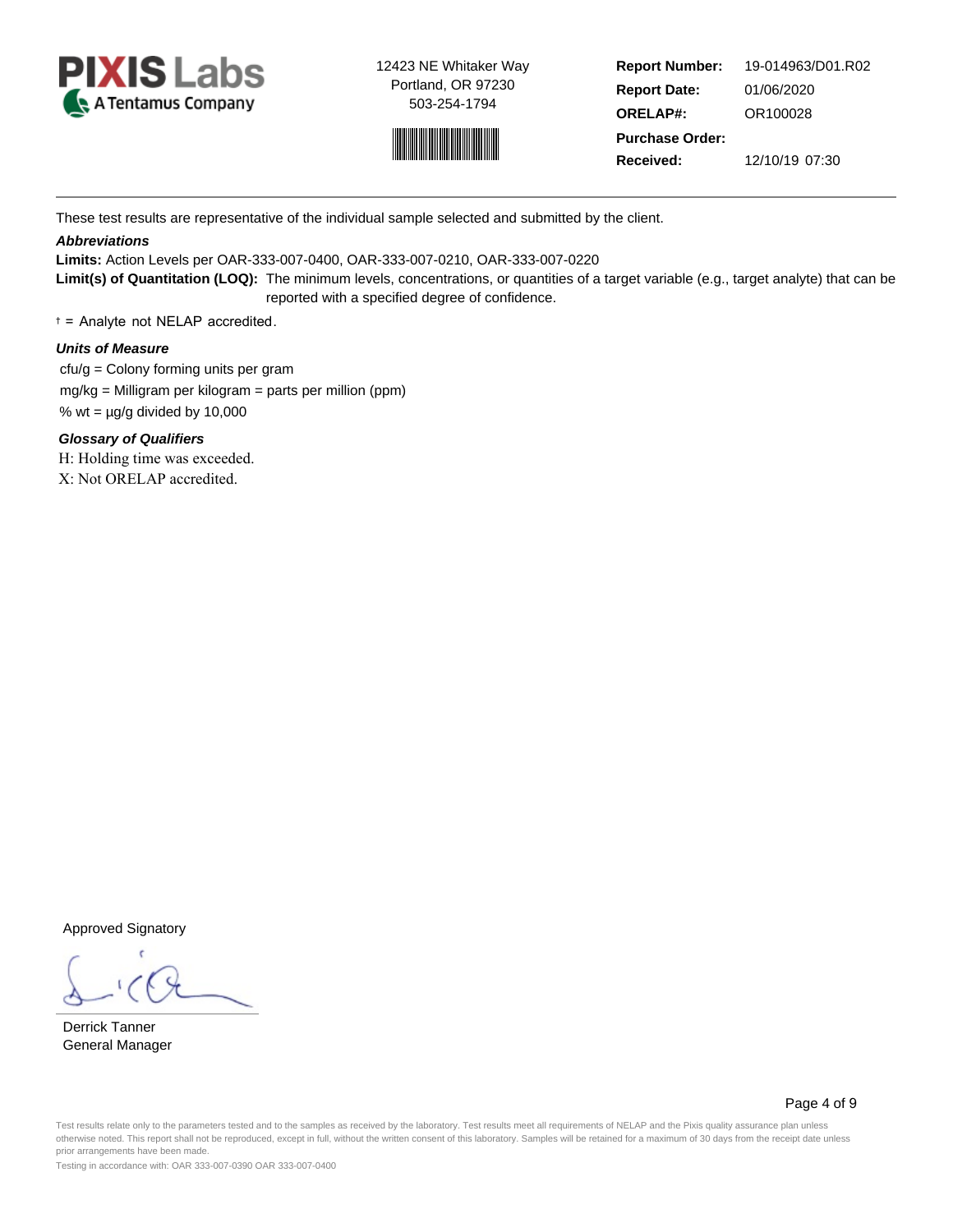**PIXIS Labs**
A Tentamus Company

12423 NE Whitaker Way
Portland, OR 97230
503-254-1794

| | |
|---|---|
| **Report Number:** | 19-014963/D01.R02 |
| **Report Date:** | 01/06/2020 |
| **ORELAP#:** | OR100028 |
| **Purchase Order:** | |
| **Received:** | 12/10/19 07:30 |

These test results are representative of the individual sample selected and submitted by the client.

***Abbreviations***

**Limits:** Action Levels per OAR-333-007-0400, OAR-333-007-0210, OAR-333-007-0220

**Limit(s) of Quantitation (LOQ):** The minimum levels, concentrations, or quantities of a target variable (e.g., target analyte) that can be reported with a specified degree of confidence.

† = Analyte not NELAP accredited.

***Units of Measure***

cfu/g = Colony forming units per gram

mg/kg = Milligram per kilogram = parts per million (ppm)

% wt = µg/g divided by 10,000

***Glossary of Qualifiers***

H: Holding time was exceeded.

X: Not ORELAP accredited.

Approved Signatory

Derrick Tanner
General Manager

Test results relate only to the parameters tested and to the samples as received by the laboratory. Test results meet all requirements of NELAP and the Pixis quality assurance plan unless otherwise noted. This report shall not be reproduced, except in full, without the written consent of this laboratory. Samples will be retained for a maximum of 30 days from the receipt date unless prior arrangements have been made.

Testing in accordance with: OAR 333-007-0390 OAR 333-007-0400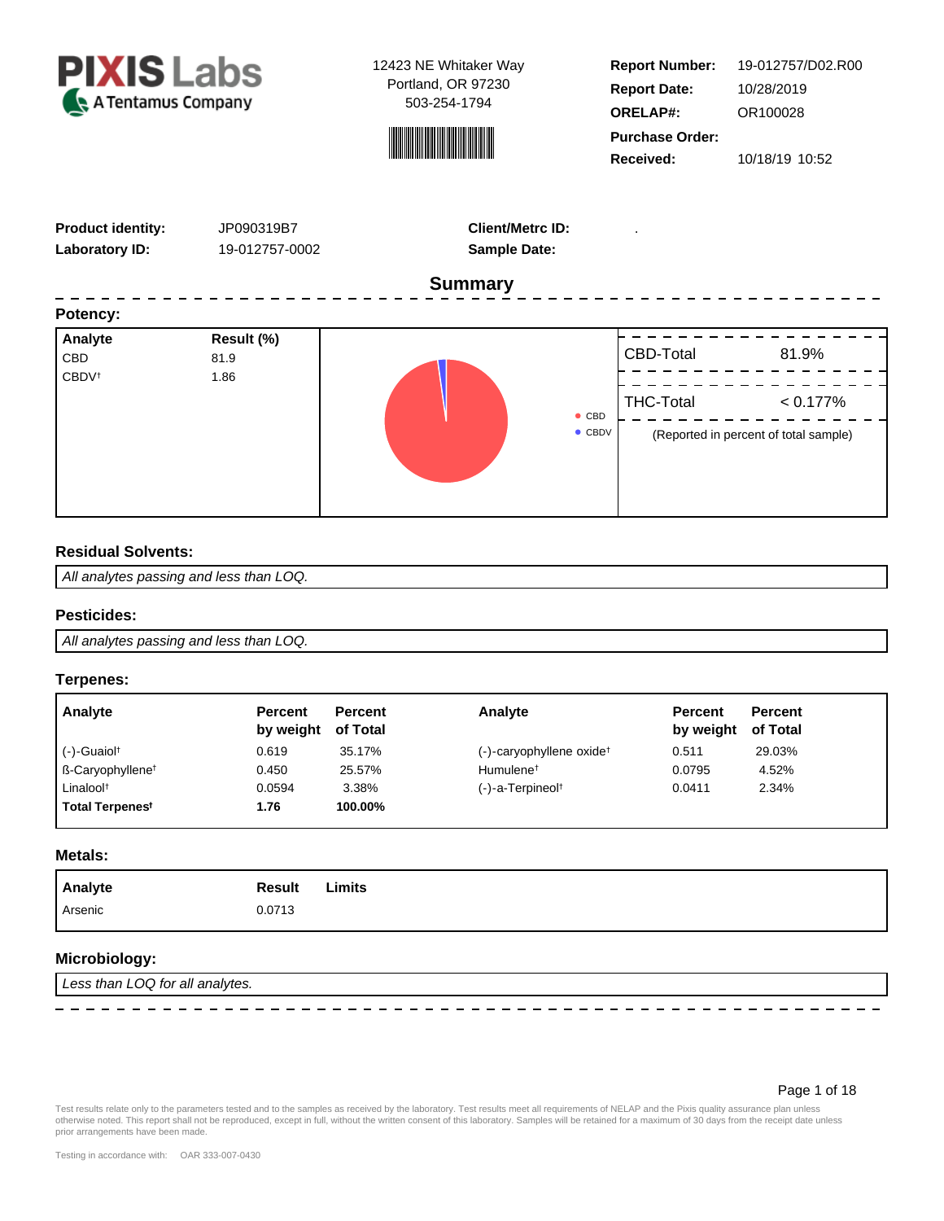**PIXIS Labs**
A Tentamus Company

12423 NE Whitaker Way
Portland, OR 97230
503-254-1794

| | |
|---|---|
| **Report Number:** | 19-012757/D02.R00 |
| **Report Date:** | 10/28/2019 |
| **ORELAP#:** | OR100028 |
| **Purchase Order:** | |
| **Received:** | 10/18/19 10:52 |

| | | | |
|---|---|---|---|
| **Product identity:** | JP090319B7 | **Client/Metrc ID:** | . |
| **Laboratory ID:** | 19-012757-0002 | **Sample Date:** | |

## Summary

### Potency:

| Analyte | Result (%) |
|---|---|
| CBD | 81.9 |
| CBDV† | 1.86 |

● CBD
● CBDV

| | |
|---|---|
| CBD-Total | 81.9% |
| THC-Total | < 0.177% |

(Reported in percent of total sample)

### Residual Solvents:

*All analytes passing and less than LOQ.*

### Pesticides:

*All analytes passing and less than LOQ.*

### Terpenes:

| Analyte | Percent by weight | Percent of Total | Analyte | Percent by weight | Percent of Total |
|---|---|---|---|---|---|
| (-)-Guaiol† | 0.619 | 35.17% | (-)-caryophyllene oxide† | 0.511 | 29.03% |
| ß-Caryophyllene† | 0.450 | 25.57% | Humulene† | 0.0795 | 4.52% |
| Linalool† | 0.0594 | 3.38% | (-)-a-Terpineol† | 0.0411 | 2.34% |
| **Total Terpenes†** | **1.76** | **100.00%** | | | |

### Metals:

| Analyte | Result | Limits |
|---|---|---|
| Arsenic | 0.0713 | |

### Microbiology:

*Less than LOQ for all analytes.*

Test results relate only to the parameters tested and to the samples as received by the laboratory. Test results meet all requirements of NELAP and the Pixis quality assurance plan unless otherwise noted. This report shall not be reproduced, except in full, without the written consent of this laboratory. Samples will be retained for a maximum of 30 days from the receipt date unless prior arrangements have been made.

Testing in accordance with: OAR 333-007-0430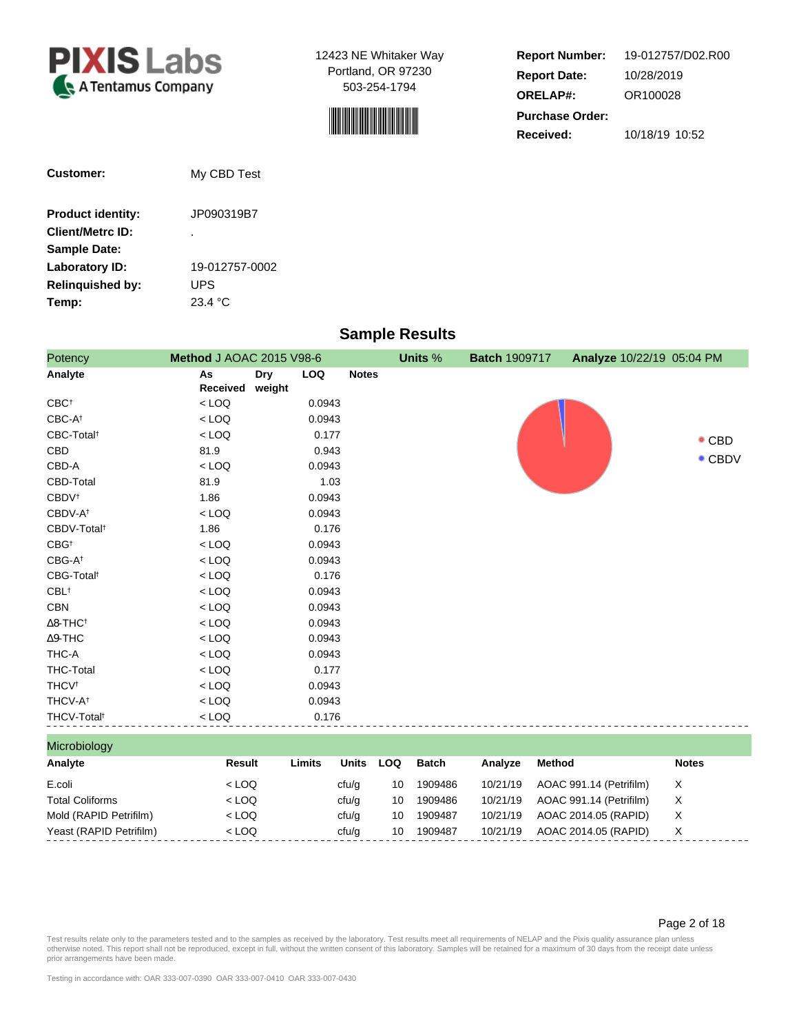**PIXIS Labs**
A Tentamus Company

12423 NE Whitaker Way
Portland, OR 97230
503-254-1794

**Report Number:** 19-012757/D02.R00
**Report Date:** 10/28/2019
**ORELAP#:** OR100028
**Purchase Order:**
**Received:** 10/18/19 10:52

**Customer:** My CBD Test

**Product identity:** JP090319B7
**Client/Metrc ID:** .
**Sample Date:**
**Laboratory ID:** 19-012757-0002
**Relinquished by:** UPS
**Temp:** 23.4 °C

## Sample Results

Potency — **Method** J AOAC 2015 V98-6 — **Units** % — **Batch** 1909717 — **Analyze** 10/22/19 05:04 PM

| Analyte | As Received | Dry weight | LOQ | Notes |
|---|---|---|---|---|
| CBC† | < LOQ | | 0.0943 | |
| CBC-A† | < LOQ | | 0.0943 | |
| CBC-Total† | < LOQ | | 0.177 | |
| CBD | 81.9 | | 0.943 | |
| CBD-A | < LOQ | | 0.0943 | |
| CBD-Total | 81.9 | | 1.03 | |
| CBDV† | 1.86 | | 0.0943 | |
| CBDV-A† | < LOQ | | 0.0943 | |
| CBDV-Total† | 1.86 | | 0.176 | |
| CBG† | < LOQ | | 0.0943 | |
| CBG-A† | < LOQ | | 0.0943 | |
| CBG-Total† | < LOQ | | 0.176 | |
| CBL† | < LOQ | | 0.0943 | |
| CBN | < LOQ | | 0.0943 | |
| Δ8-THC† | < LOQ | | 0.0943 | |
| Δ9-THC | < LOQ | | 0.0943 | |
| THC-A | < LOQ | | 0.0943 | |
| THC-Total | < LOQ | | 0.177 | |
| THCV† | < LOQ | | 0.0943 | |
| THCV-A† | < LOQ | | 0.0943 | |
| THCV-Total† | < LOQ | | 0.176 | |

CBD
CBDV

Microbiology

| Analyte | Result | Limits | Units | LOQ | Batch | Analyze | Method | Notes |
|---|---|---|---|---|---|---|---|---|
| E.coli | < LOQ | | cfu/g | 10 | 1909486 | 10/21/19 | AOAC 991.14 (Petrifilm) | X |
| Total Coliforms | < LOQ | | cfu/g | 10 | 1909486 | 10/21/19 | AOAC 991.14 (Petrifilm) | X |
| Mold (RAPID Petrifilm) | < LOQ | | cfu/g | 10 | 1909487 | 10/21/19 | AOAC 2014.05 (RAPID) | X |
| Yeast (RAPID Petrifilm) | < LOQ | | cfu/g | 10 | 1909487 | 10/21/19 | AOAC 2014.05 (RAPID) | X |

Test results relate only to the parameters tested and to the samples as received by the laboratory. Test results meet all requirements of NELAP and the Pixis quality assurance plan unless otherwise noted. This report shall not be reproduced, except in full, without the written consent of this laboratory. Samples will be retained for a maximum of 30 days from the receipt date unless prior arrangements have been made.

Testing in accordance with: OAR 333-007-0390 OAR 333-007-0410 OAR 333-007-0430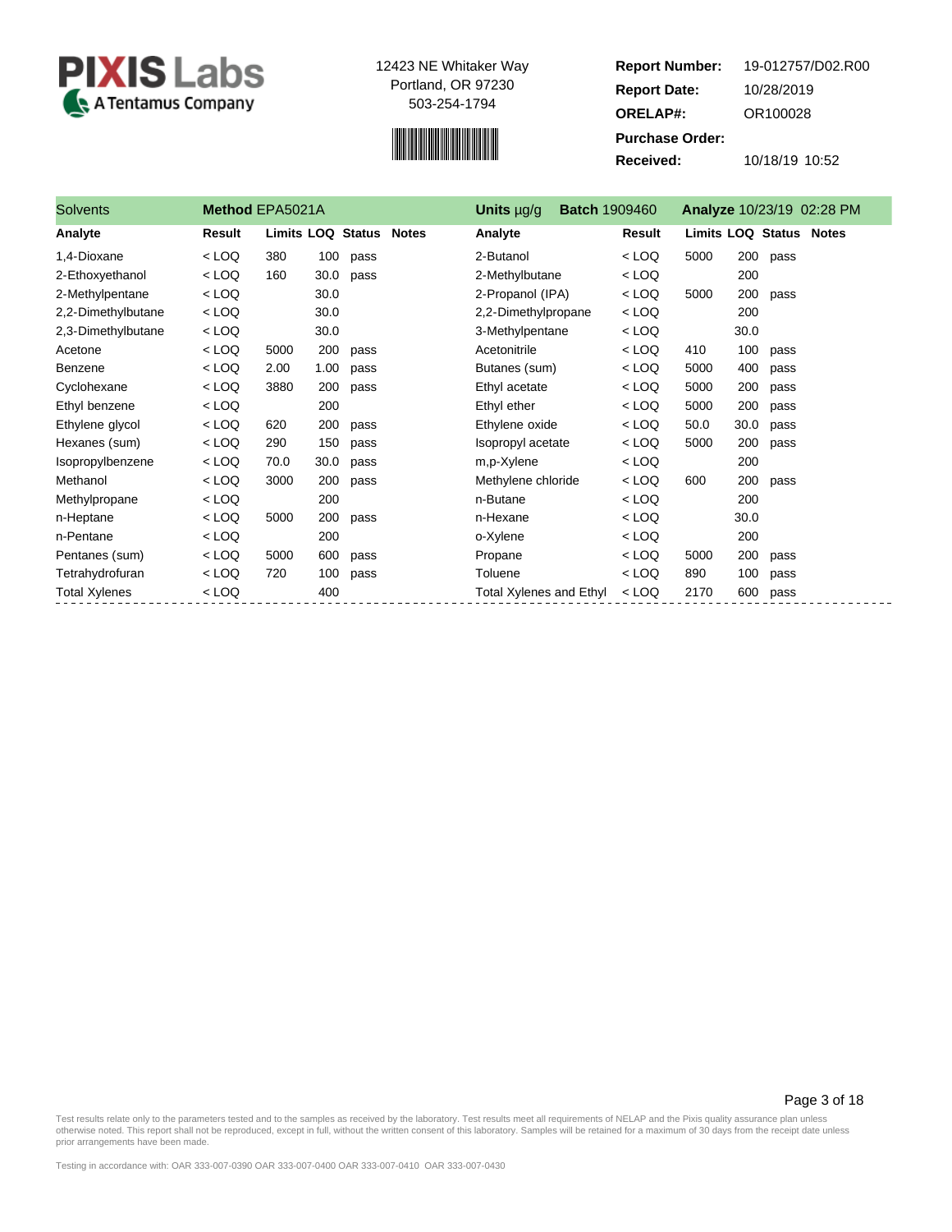**PIXIS Labs**
A Tentamus Company

12423 NE Whitaker Way
Portland, OR 97230
503-254-1794

| | |
|---|---|
| **Report Number:** | 19-012757/D02.R00 |
| **Report Date:** | 10/28/2019 |
| **ORELAP#:** | OR100028 |
| **Purchase Order:** | |
| **Received:** | 10/18/19 10:52 |

**Solvents** — **Method** EPA5021A — **Units** µg/g — **Batch** 1909460 — **Analyze** 10/23/19 02:28 PM

| Analyte | Result | Limits | LOQ | Status | Notes | Analyte | Result | Limits | LOQ | Status | Notes |
|---|---|---|---|---|---|---|---|---|---|---|---|
| 1,4-Dioxane | < LOQ | 380 | 100 | pass | | 2-Butanol | < LOQ | 5000 | 200 | pass | |
| 2-Ethoxyethanol | < LOQ | 160 | 30.0 | pass | | 2-Methylbutane | < LOQ | | 200 | | |
| 2-Methylpentane | < LOQ | | 30.0 | | | 2-Propanol (IPA) | < LOQ | 5000 | 200 | pass | |
| 2,2-Dimethylbutane | < LOQ | | 30.0 | | | 2,2-Dimethylpropane | < LOQ | | 200 | | |
| 2,3-Dimethylbutane | < LOQ | | 30.0 | | | 3-Methylpentane | < LOQ | | 30.0 | | |
| Acetone | < LOQ | 5000 | 200 | pass | | Acetonitrile | < LOQ | 410 | 100 | pass | |
| Benzene | < LOQ | 2.00 | 1.00 | pass | | Butanes (sum) | < LOQ | 5000 | 400 | pass | |
| Cyclohexane | < LOQ | 3880 | 200 | pass | | Ethyl acetate | < LOQ | 5000 | 200 | pass | |
| Ethyl benzene | < LOQ | | 200 | | | Ethyl ether | < LOQ | 5000 | 200 | pass | |
| Ethylene glycol | < LOQ | 620 | 200 | pass | | Ethylene oxide | < LOQ | 50.0 | 30.0 | pass | |
| Hexanes (sum) | < LOQ | 290 | 150 | pass | | Isopropyl acetate | < LOQ | 5000 | 200 | pass | |
| Isopropylbenzene | < LOQ | 70.0 | 30.0 | pass | | m,p-Xylene | < LOQ | | 200 | | |
| Methanol | < LOQ | 3000 | 200 | pass | | Methylene chloride | < LOQ | 600 | 200 | pass | |
| Methylpropane | < LOQ | | 200 | | | n-Butane | < LOQ | | 200 | | |
| n-Heptane | < LOQ | 5000 | 200 | pass | | n-Hexane | < LOQ | | 30.0 | | |
| n-Pentane | < LOQ | | 200 | | | o-Xylene | < LOQ | | 200 | | |
| Pentanes (sum) | < LOQ | 5000 | 600 | pass | | Propane | < LOQ | 5000 | 200 | pass | |
| Tetrahydrofuran | < LOQ | 720 | 100 | pass | | Toluene | < LOQ | 890 | 100 | pass | |
| Total Xylenes | < LOQ | | 400 | | | Total Xylenes and Ethyl | < LOQ | 2170 | 600 | pass | |

Test results relate only to the parameters tested and to the samples as received by the laboratory. Test results meet all requirements of NELAP and the Pixis quality assurance plan unless otherwise noted. This report shall not be reproduced, except in full, without the written consent of this laboratory. Samples will be retained for a maximum of 30 days from the receipt date unless prior arrangements have been made.

Testing in accordance with: OAR 333-007-0390 OAR 333-007-0400 OAR 333-007-0410 OAR 333-007-0430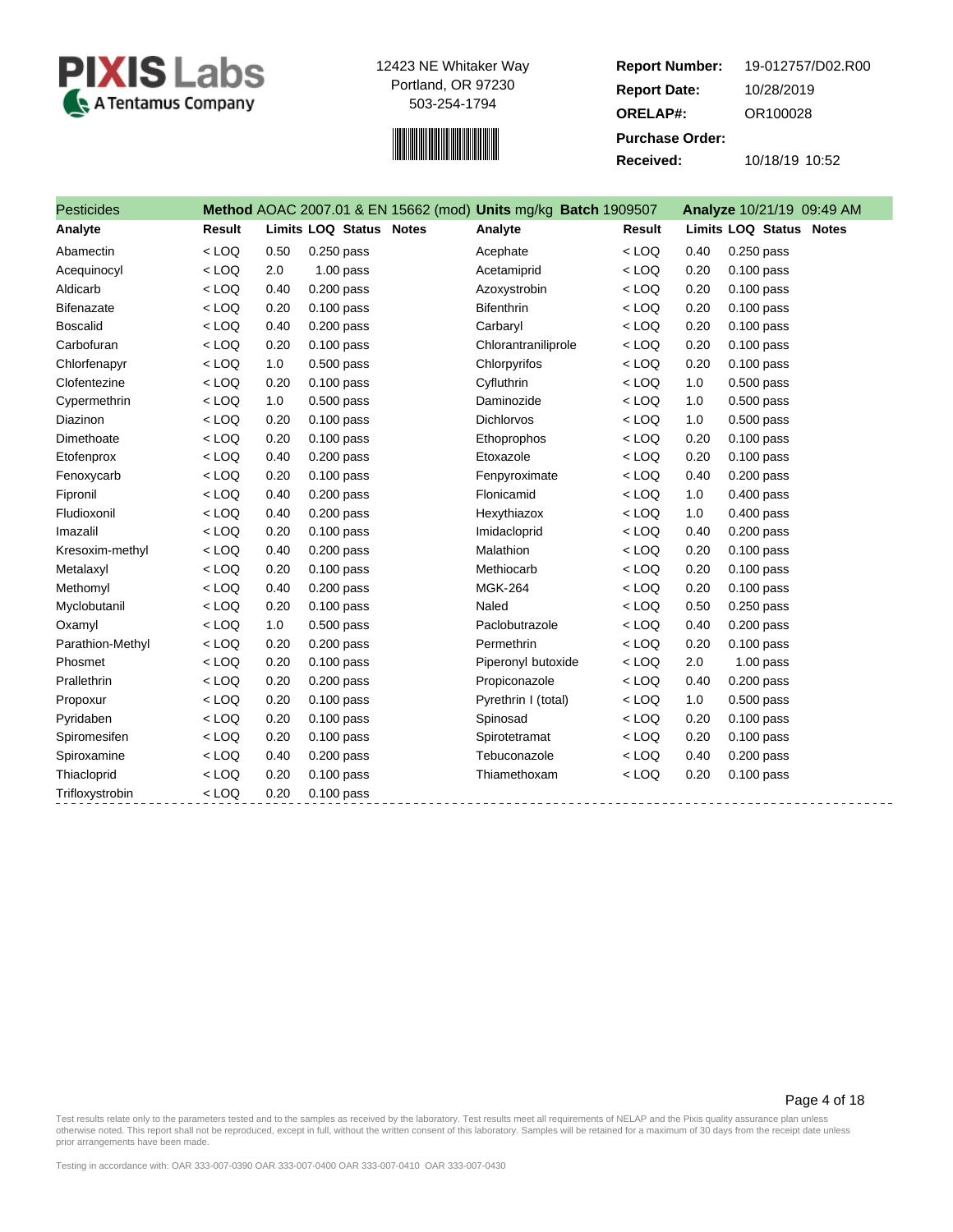**PIXIS Labs**
A Tentamus Company

12423 NE Whitaker Way
Portland, OR 97230
503-254-1794

**Report Number:** 19-012757/D02.R00
**Report Date:** 10/28/2019
**ORELAP#:** OR100028
**Purchase Order:**
**Received:** 10/18/19 10:52

## Pesticides

**Method** AOAC 2007.01 & EN 15662 (mod) **Units** mg/kg **Batch** 1909507 **Analyze** 10/21/19 09:49 AM

| Analyte | Result | Limits | LOQ | Status | Notes | Analyte | Result | Limits | LOQ | Status | Notes |
|---|---|---|---|---|---|---|---|---|---|---|---|
| Abamectin | < LOQ | 0.50 | 0.250 | pass | | Acephate | < LOQ | 0.40 | 0.250 | pass | |
| Acequinocyl | < LOQ | 2.0 | 1.00 | pass | | Acetamiprid | < LOQ | 0.20 | 0.100 | pass | |
| Aldicarb | < LOQ | 0.40 | 0.200 | pass | | Azoxystrobin | < LOQ | 0.20 | 0.100 | pass | |
| Bifenazate | < LOQ | 0.20 | 0.100 | pass | | Bifenthrin | < LOQ | 0.20 | 0.100 | pass | |
| Boscalid | < LOQ | 0.40 | 0.200 | pass | | Carbaryl | < LOQ | 0.20 | 0.100 | pass | |
| Carbofuran | < LOQ | 0.20 | 0.100 | pass | | Chlorantraniliprole | < LOQ | 0.20 | 0.100 | pass | |
| Chlorfenapyr | < LOQ | 1.0 | 0.500 | pass | | Chlorpyrifos | < LOQ | 0.20 | 0.100 | pass | |
| Clofentezine | < LOQ | 0.20 | 0.100 | pass | | Cyfluthrin | < LOQ | 1.0 | 0.500 | pass | |
| Cypermethrin | < LOQ | 1.0 | 0.500 | pass | | Daminozide | < LOQ | 1.0 | 0.500 | pass | |
| Diazinon | < LOQ | 0.20 | 0.100 | pass | | Dichlorvos | < LOQ | 1.0 | 0.500 | pass | |
| Dimethoate | < LOQ | 0.20 | 0.100 | pass | | Ethoprophos | < LOQ | 0.20 | 0.100 | pass | |
| Etofenprox | < LOQ | 0.40 | 0.200 | pass | | Etoxazole | < LOQ | 0.20 | 0.100 | pass | |
| Fenoxycarb | < LOQ | 0.20 | 0.100 | pass | | Fenpyroximate | < LOQ | 0.40 | 0.200 | pass | |
| Fipronil | < LOQ | 0.40 | 0.200 | pass | | Flonicamid | < LOQ | 1.0 | 0.400 | pass | |
| Fludioxonil | < LOQ | 0.40 | 0.200 | pass | | Hexythiazox | < LOQ | 1.0 | 0.400 | pass | |
| Imazalil | < LOQ | 0.20 | 0.100 | pass | | Imidacloprid | < LOQ | 0.40 | 0.200 | pass | |
| Kresoxim-methyl | < LOQ | 0.40 | 0.200 | pass | | Malathion | < LOQ | 0.20 | 0.100 | pass | |
| Metalaxyl | < LOQ | 0.20 | 0.100 | pass | | Methiocarb | < LOQ | 0.20 | 0.100 | pass | |
| Methomyl | < LOQ | 0.40 | 0.200 | pass | | MGK-264 | < LOQ | 0.20 | 0.100 | pass | |
| Myclobutanil | < LOQ | 0.20 | 0.100 | pass | | Naled | < LOQ | 0.50 | 0.250 | pass | |
| Oxamyl | < LOQ | 1.0 | 0.500 | pass | | Paclobutrazole | < LOQ | 0.40 | 0.200 | pass | |
| Parathion-Methyl | < LOQ | 0.20 | 0.200 | pass | | Permethrin | < LOQ | 0.20 | 0.100 | pass | |
| Phosmet | < LOQ | 0.20 | 0.100 | pass | | Piperonyl butoxide | < LOQ | 2.0 | 1.00 | pass | |
| Prallethrin | < LOQ | 0.20 | 0.200 | pass | | Propiconazole | < LOQ | 0.40 | 0.200 | pass | |
| Propoxur | < LOQ | 0.20 | 0.100 | pass | | Pyrethrin I (total) | < LOQ | 1.0 | 0.500 | pass | |
| Pyridaben | < LOQ | 0.20 | 0.100 | pass | | Spinosad | < LOQ | 0.20 | 0.100 | pass | |
| Spiromesifen | < LOQ | 0.20 | 0.100 | pass | | Spirotetramat | < LOQ | 0.20 | 0.100 | pass | |
| Spiroxamine | < LOQ | 0.40 | 0.200 | pass | | Tebuconazole | < LOQ | 0.40 | 0.200 | pass | |
| Thiacloprid | < LOQ | 0.20 | 0.100 | pass | | Thiamethoxam | < LOQ | 0.20 | 0.100 | pass | |
| Trifloxystrobin | < LOQ | 0.20 | 0.100 | pass | | | | | | | |

Test results relate only to the parameters tested and to the samples as received by the laboratory. Test results meet all requirements of NELAP and the Pixis quality assurance plan unless otherwise noted. This report shall not be reproduced, except in full, without the written consent of this laboratory. Samples will be retained for a maximum of 30 days from the receipt date unless prior arrangements have been made.

Testing in accordance with: OAR 333-007-0390 OAR 333-007-0400 OAR 333-007-0410 OAR 333-007-0430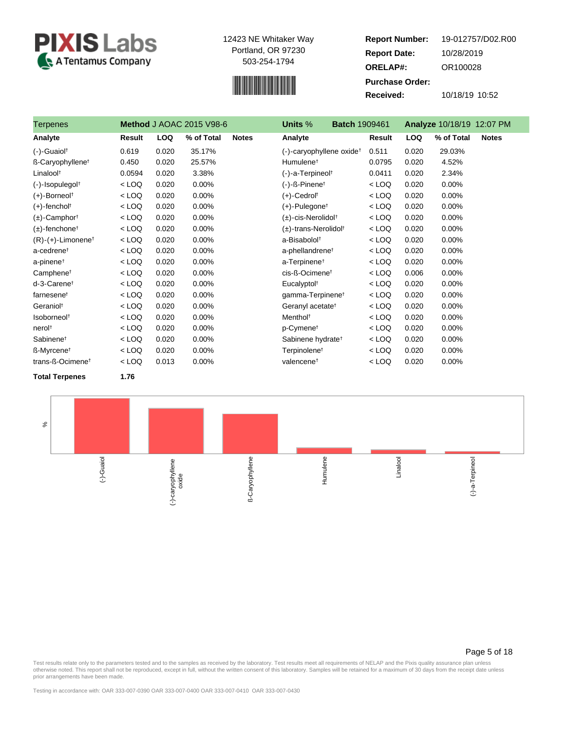# PIXIS Labs
A Tentamus Company

12423 NE Whitaker Way
Portland, OR 97230
503-254-1794

**Report Number:** 19-012757/D02.R00
**Report Date:** 10/28/2019
**ORELAP#:** OR100028
**Purchase Order:**
**Received:** 10/18/19 10:52

| Terpenes | Method J AOAC 2015 V98-6 | | | | Units % | Batch 1909461 | | Analyze 10/18/19 12:07 PM | |
|---|---|---|---|---|---|---|---|---|---|
| **Analyte** | **Result** | **LOQ** | **% of Total** | **Notes** | **Analyte** | **Result** | **LOQ** | **% of Total** | **Notes** |
| (-)-Guaiol† | 0.619 | 0.020 | 35.17% | | (-)-caryophyllene oxide† | 0.511 | 0.020 | 29.03% | |
| ß-Caryophyllene† | 0.450 | 0.020 | 25.57% | | Humulene† | 0.0795 | 0.020 | 4.52% | |
| Linalool† | 0.0594 | 0.020 | 3.38% | | (-)-a-Terpineol† | 0.0411 | 0.020 | 2.34% | |
| (-)-Isopulegol† | < LOQ | 0.020 | 0.00% | | (-)-ß-Pinene† | < LOQ | 0.020 | 0.00% | |
| (+)-Borneol† | < LOQ | 0.020 | 0.00% | | (+)-Cedrol† | < LOQ | 0.020 | 0.00% | |
| (+)-fenchol† | < LOQ | 0.020 | 0.00% | | (+)-Pulegone† | < LOQ | 0.020 | 0.00% | |
| (±)-Camphor† | < LOQ | 0.020 | 0.00% | | (±)-cis-Nerolidol† | < LOQ | 0.020 | 0.00% | |
| (±)-fenchone† | < LOQ | 0.020 | 0.00% | | (±)-trans-Nerolidol† | < LOQ | 0.020 | 0.00% | |
| (R)-(+)-Limonene† | < LOQ | 0.020 | 0.00% | | a-Bisabolol† | < LOQ | 0.020 | 0.00% | |
| a-cedrene† | < LOQ | 0.020 | 0.00% | | a-phellandrene† | < LOQ | 0.020 | 0.00% | |
| a-pinene† | < LOQ | 0.020 | 0.00% | | a-Terpinene† | < LOQ | 0.020 | 0.00% | |
| Camphene† | < LOQ | 0.020 | 0.00% | | cis-ß-Ocimene† | < LOQ | 0.006 | 0.00% | |
| d-3-Carene† | < LOQ | 0.020 | 0.00% | | Eucalyptol† | < LOQ | 0.020 | 0.00% | |
| farnesene† | < LOQ | 0.020 | 0.00% | | gamma-Terpinene† | < LOQ | 0.020 | 0.00% | |
| Geraniol† | < LOQ | 0.020 | 0.00% | | Geranyl acetate† | < LOQ | 0.020 | 0.00% | |
| Isoborneol† | < LOQ | 0.020 | 0.00% | | Menthol† | < LOQ | 0.020 | 0.00% | |
| nerol† | < LOQ | 0.020 | 0.00% | | p-Cymene† | < LOQ | 0.020 | 0.00% | |
| Sabinene† | < LOQ | 0.020 | 0.00% | | Sabinene hydrate† | < LOQ | 0.020 | 0.00% | |
| ß-Myrcene† | < LOQ | 0.020 | 0.00% | | Terpinolene† | < LOQ | 0.020 | 0.00% | |
| trans-ß-Ocimene† | < LOQ | 0.013 | 0.00% | | valencene† | < LOQ | 0.020 | 0.00% | |
| **Total Terpenes** | **1.76** | | | | | | | | |

%

(-)-Guaiol | (-)-caryophyllene oxide | ß-Caryophyllene | Humulene | Linalool | (-)-a-Terpineol

Test results relate only to the parameters tested and to the samples as received by the laboratory. Test results meet all requirements of NELAP and the Pixis quality assurance plan unless otherwise noted. This report shall not be reproduced, except in full, without the written consent of this laboratory. Samples will be retained for a maximum of 30 days from the receipt date unless prior arrangements have been made.

Testing in accordance with: OAR 333-007-0390 OAR 333-007-0400 OAR 333-007-0410 OAR 333-007-0430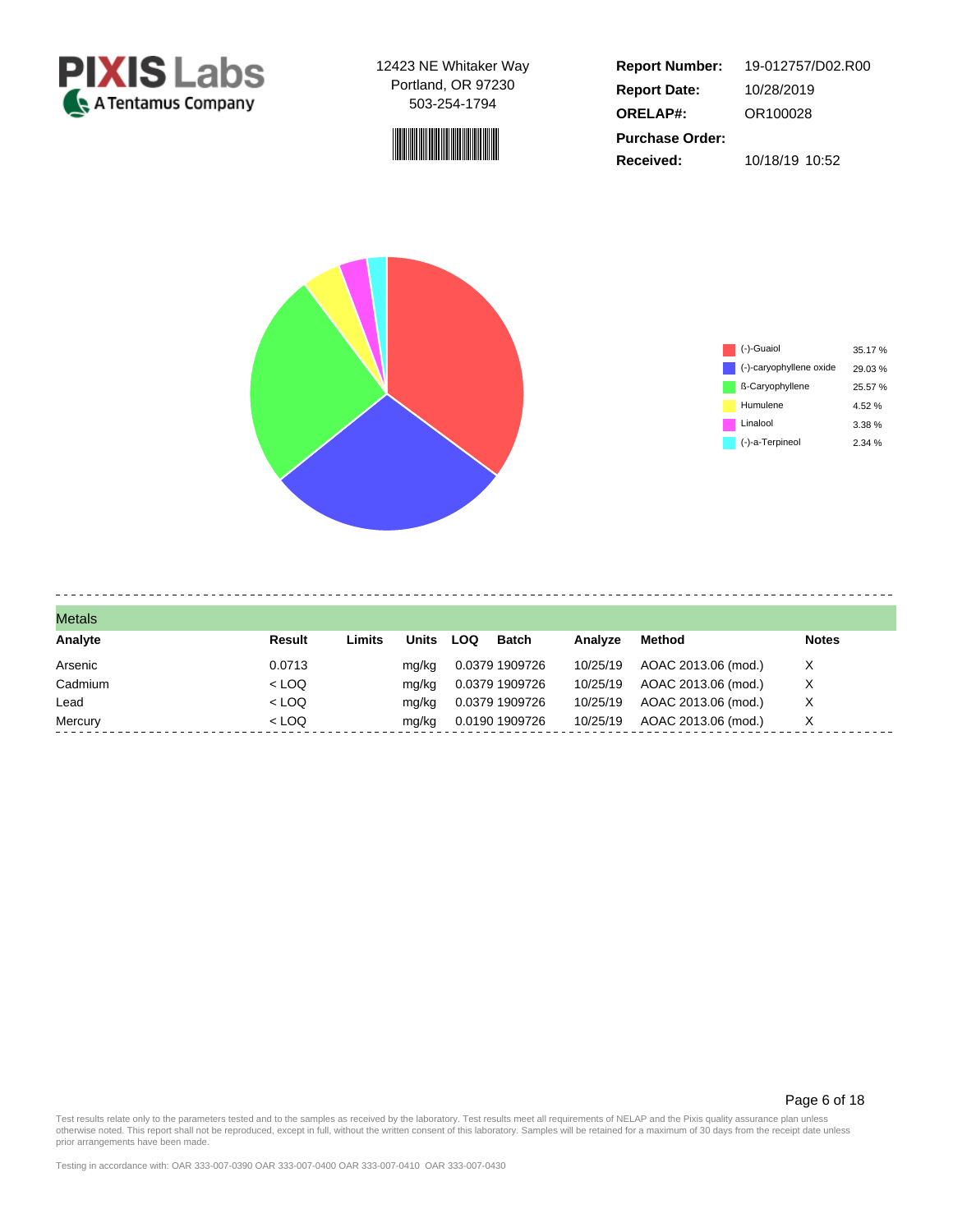**PIXIS Labs**
A Tentamus Company

12423 NE Whitaker Way
Portland, OR 97230
503-254-1794

| | |
|---|---|
| **Report Number:** | 19-012757/D02.R00 |
| **Report Date:** | 10/28/2019 |
| **ORELAP#:** | OR100028 |
| **Purchase Order:** | |
| **Received:** | 10/18/19 10:52 |

| Terpene | % |
|---|---|
| (-)-Guaiol | 35.17 % |
| (-)-caryophyllene oxide | 29.03 % |
| ß-Caryophyllene | 25.57 % |
| Humulene | 4.52 % |
| Linalool | 3.38 % |
| (-)-a-Terpineol | 2.34 % |

## Metals

| Analyte | Result | Limits | Units | LOQ | Batch | Analyze | Method | Notes |
|---|---|---|---|---|---|---|---|---|
| Arsenic | 0.0713 | | mg/kg | 0.0379 | 1909726 | 10/25/19 | AOAC 2013.06 (mod.) | X |
| Cadmium | < LOQ | | mg/kg | 0.0379 | 1909726 | 10/25/19 | AOAC 2013.06 (mod.) | X |
| Lead | < LOQ | | mg/kg | 0.0379 | 1909726 | 10/25/19 | AOAC 2013.06 (mod.) | X |
| Mercury | < LOQ | | mg/kg | 0.0190 | 1909726 | 10/25/19 | AOAC 2013.06 (mod.) | X |

Test results relate only to the parameters tested and to the samples as received by the laboratory. Test results meet all requirements of NELAP and the Pixis quality assurance plan unless otherwise noted. This report shall not be reproduced, except in full, without the written consent of this laboratory. Samples will be retained for a maximum of 30 days from the receipt date unless prior arrangements have been made.

Testing in accordance with: OAR 333-007-0390 OAR 333-007-0400 OAR 333-007-0410 OAR 333-007-0430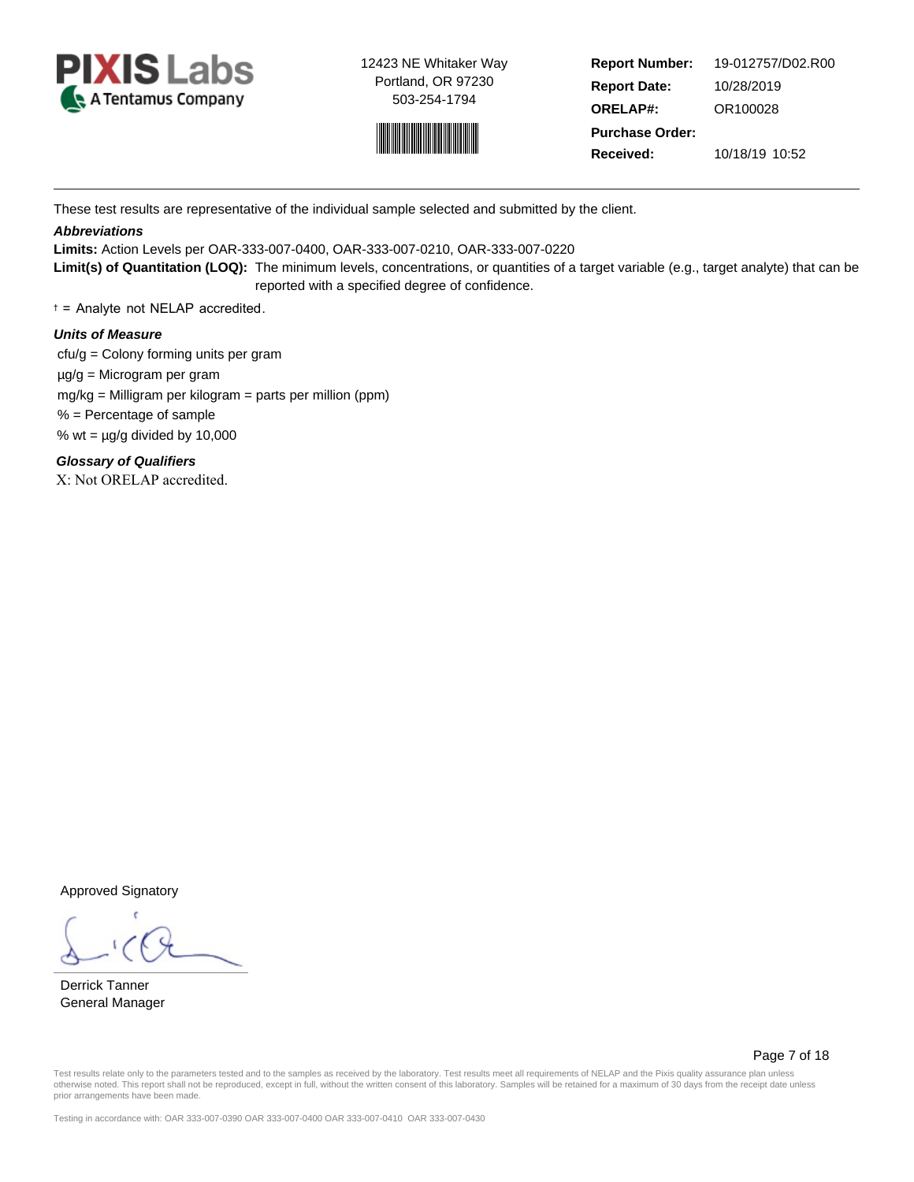**PIXIS Labs**
A Tentamus Company

12423 NE Whitaker Way
Portland, OR 97230
503-254-1794

| | |
|---|---|
| **Report Number:** | 19-012757/D02.R00 |
| **Report Date:** | 10/28/2019 |
| **ORELAP#:** | OR100028 |
| **Purchase Order:** | |
| **Received:** | 10/18/19 10:52 |

These test results are representative of the individual sample selected and submitted by the client.

***Abbreviations***

**Limits:** Action Levels per OAR-333-007-0400, OAR-333-007-0210, OAR-333-007-0220

**Limit(s) of Quantitation (LOQ):** The minimum levels, concentrations, or quantities of a target variable (e.g., target analyte) that can be reported with a specified degree of confidence.

† = Analyte not NELAP accredited.

***Units of Measure***

cfu/g = Colony forming units per gram

µg/g = Microgram per gram

mg/kg = Milligram per kilogram = parts per million (ppm)

% = Percentage of sample

% wt = µg/g divided by 10,000

***Glossary of Qualifiers***

X: Not ORELAP accredited.

Approved Signatory

Derrick Tanner
General Manager

Test results relate only to the parameters tested and to the samples as received by the laboratory. Test results meet all requirements of NELAP and the Pixis quality assurance plan unless otherwise noted. This report shall not be reproduced, except in full, without the written consent of this laboratory. Samples will be retained for a maximum of 30 days from the receipt date unless prior arrangements have been made.

Testing in accordance with: OAR 333-007-0390 OAR 333-007-0400 OAR 333-007-0410 OAR 333-007-0430